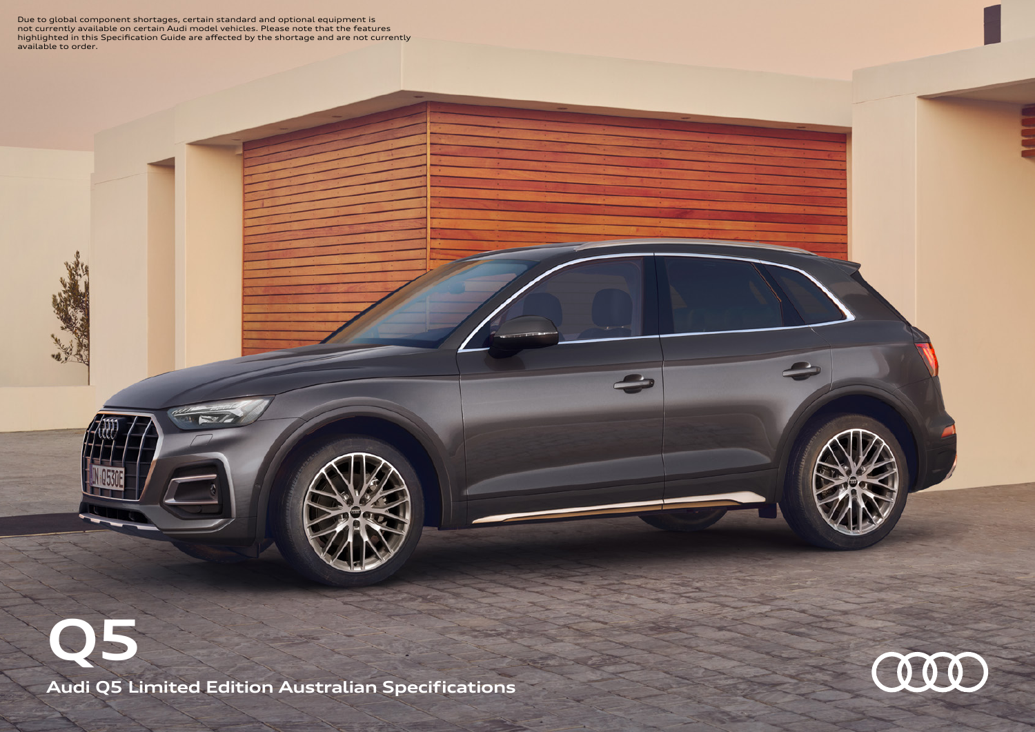Due to global component shortages, certain standard and optional equipment is not currently available on certain Audi model vehicles. Please note that the features highlighted in this Specification Guide are affected by the shortage and are not currently available to order.

# Q5

## Audi Q5 Limited Edition Australian Specifications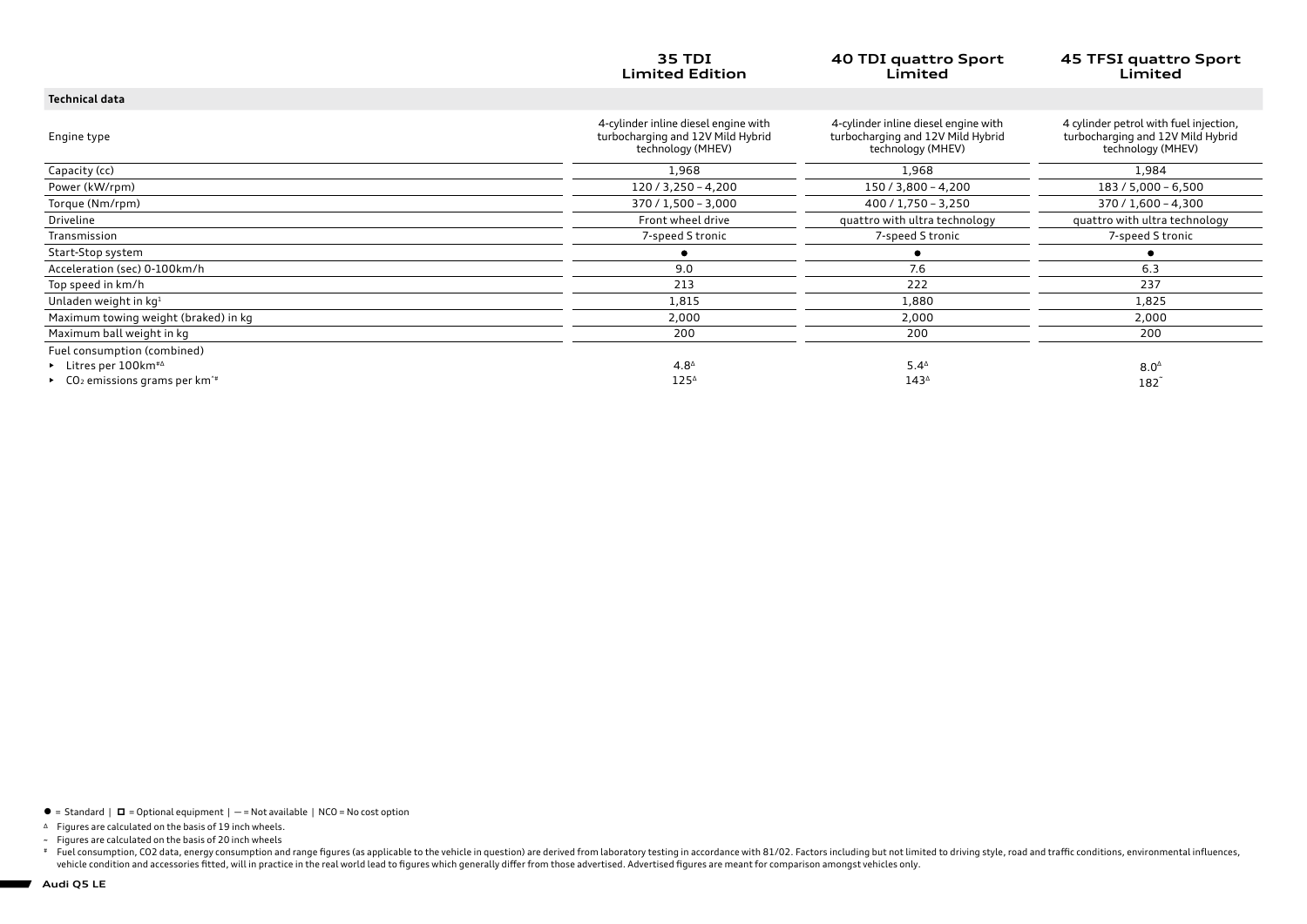| | 35 TDI Limited Edition | 40 TDI quattro Sport Limited | 45 TFSI quattro Sport Limited |
|---|---|---|---|
| **Technical data** | | | |
| Engine type | 4-cylinder inline diesel engine with turbocharging and 12V Mild Hybrid technology (MHEV) | 4-cylinder inline diesel engine with turbocharging and 12V Mild Hybrid technology (MHEV) | 4 cylinder petrol with fuel injection, turbocharging and 12V Mild Hybrid technology (MHEV) |
| Capacity (cc) | 1,968 | 1,968 | 1,984 |
| Power (kW/rpm) | 120 / 3,250 – 4,200 | 150 / 3,800 – 4,200 | 183 / 5,000 – 6,500 |
| Torque (Nm/rpm) | 370 / 1,500 – 3,000 | 400 / 1,750 – 3,250 | 370 / 1,600 – 4,300 |
| Driveline | Front wheel drive | quattro with ultra technology | quattro with ultra technology |
| Transmission | 7-speed S tronic | 7-speed S tronic | 7-speed S tronic |
| Start-Stop system | ● | ● | ● |
| Acceleration (sec) 0-100km/h | 9.0 | 7.6 | 6.3 |
| Top speed in km/h | 213 | 222 | 237 |
| Unladen weight in kg[1] | 1,815 | 1,880 | 1,825 |
| Maximum towing weight (braked) in kg | 2,000 | 2,000 | 2,000 |
| Maximum ball weight in kg | 200 | 200 | 200 |
| Fuel consumption (combined) | | | |
| ▸ Litres per 100km[#Δ] | 4.8[Δ] | 5.4[Δ] | 8.0[Δ] |
| ▸ $CO_2$ emissions grams per km[~#] | 125[Δ] | 143[Δ] | 182[~] |

● = Standard | ◻ = Optional equipment | — = Not available | NCO = No cost option

Δ Figures are calculated on the basis of 19 inch wheels.

~ Figures are calculated on the basis of 20 inch wheels

\# Fuel consumption, CO2 data, energy consumption and range figures (as applicable to the vehicle in question) are derived from laboratory testing in accordance with 81/02. Factors including but not limited to driving style, road and traffic conditions, environmental influences, vehicle condition and accessories fitted, will in practice in the real world lead to figures which generally differ from those advertised. Advertised figures are meant for comparison amongst vehicles only.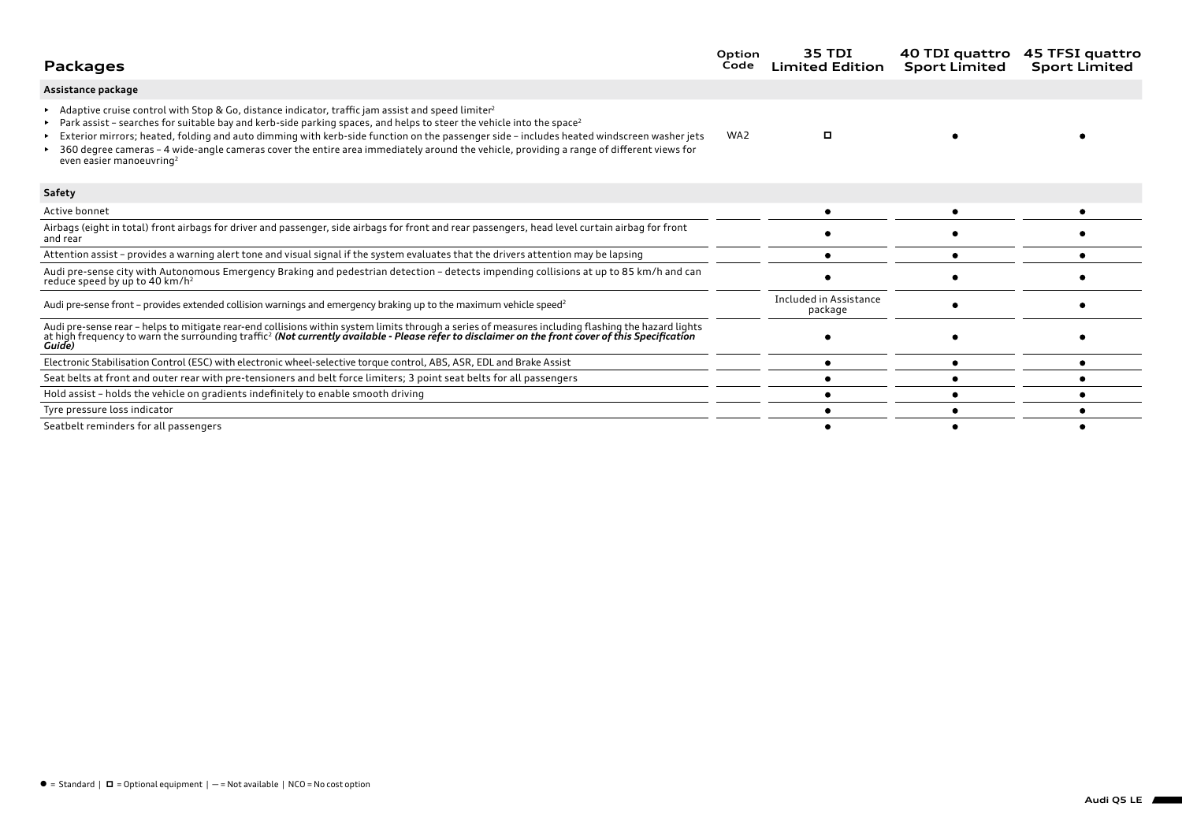# Packages

| Packages | Option Code | 35 TDI Limited Edition | 40 TDI quattro Sport Limited | 45 TFSI quattro Sport Limited |
|---|---|---|---|---|
| **Assistance package** | | | | |
| ▸ Adaptive cruise control with Stop & Go, distance indicator, traffic jam assist and speed limiter[2]<br>▸ Park assist – searches for suitable bay and kerb-side parking spaces, and helps to steer the vehicle into the space[2]<br>▸ Exterior mirrors; heated, folding and auto dimming with kerb-side function on the passenger side – includes heated windscreen washer jets<br>▸ 360 degree cameras – 4 wide-angle cameras cover the entire area immediately around the vehicle, providing a range of different views for even easier manoeuvring[2] | WA2 | □ | ● | ● |
| **Safety** | | | | |
| Active bonnet | | ● | ● | ● |
| Airbags (eight in total) front airbags for driver and passenger, side airbags for front and rear passengers, head level curtain airbag for front and rear | | ● | ● | ● |
| Attention assist – provides a warning alert tone and visual signal if the system evaluates that the drivers attention may be lapsing | | ● | ● | ● |
| Audi pre-sense city with Autonomous Emergency Braking and pedestrian detection – detects impending collisions at up to 85 km/h and can reduce speed by up to 40 km/h[2] | | ● | ● | ● |
| Audi pre-sense front – provides extended collision warnings and emergency braking up to the maximum vehicle speed[2] | | Included in Assistance package | ● | ● |
| Audi pre-sense rear – helps to mitigate rear-end collisions within system limits through a series of measures including flashing the hazard lights at high frequency to warn the surrounding traffic[2] ***(Not currently available - Please refer to disclaimer on the front cover of this Specification Guide)*** | | ● | ● | ● |
| Electronic Stabilisation Control (ESC) with electronic wheel-selective torque control, ABS, ASR, EDL and Brake Assist | | ● | ● | ● |
| Seat belts at front and outer rear with pre-tensioners and belt force limiters; 3 point seat belts for all passengers | | ● | ● | ● |
| Hold assist – holds the vehicle on gradients indefinitely to enable smooth driving | | ● | ● | ● |
| Tyre pressure loss indicator | | ● | ● | ● |
| Seatbelt reminders for all passengers | | ● | ● | ● |

● = Standard | □ = Optional equipment | — = Not available | NCO = No cost option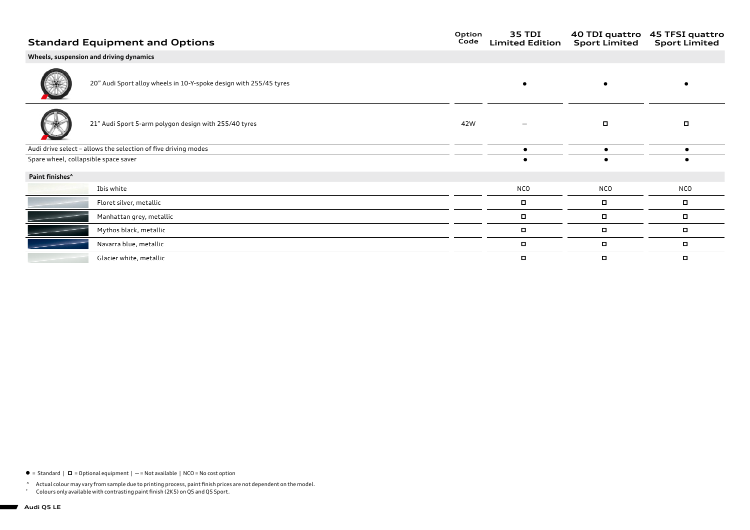## Standard Equipment and Options

| | Option Code | 35 TDI Limited Edition | 40 TDI quattro Sport Limited | 45 TFSI quattro Sport Limited |
|---|---|---|---|---|
| **Wheels, suspension and driving dynamics** | | | | |
| 20" Audi Sport alloy wheels in 10-Y-spoke design with 255/45 tyres | | ● | ● | ● |
| 21" Audi Sport 5-arm polygon design with 255/40 tyres | 42W | — | ◻ | ◻ |
| Audi drive select – allows the selection of five driving modes | | ● | ● | ● |
| Spare wheel, collapsible space saver | | ● | ● | ● |
| **Paint finishes^** | | | | |
| Ibis white | | NCO | NCO | NCO |
| Floret silver, metallic | | ◻ | ◻ | ◻ |
| Manhattan grey, metallic | | ◻ | ◻ | ◻ |
| Mythos black, metallic | | ◻ | ◻ | ◻ |
| Navarra blue, metallic | | ◻ | ◻ | ◻ |
| Glacier white, metallic | | ◻ | ◻ | ◻ |

● = Standard | ◻ = Optional equipment | — = Not available | NCO = No cost option

^ Actual colour may vary from sample due to printing process, paint finish prices are not dependent on the model.

° Colours only available with contrasting paint finish (2K5) on Q5 and Q5 Sport.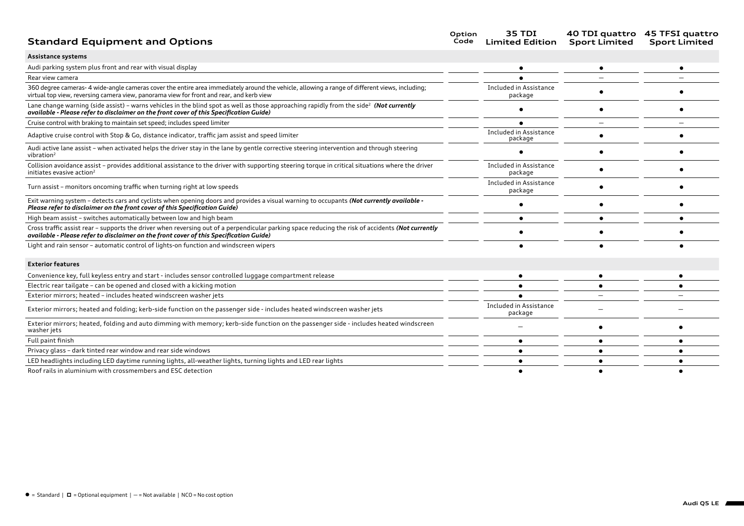## Standard Equipment and Options

| Standard Equipment and Options | Option Code | 35 TDI Limited Edition | 40 TDI quattro Sport Limited | 45 TFSI quattro Sport Limited |
|---|---|---|---|---|
| **Assistance systems** | | | | |
| Audi parking system plus front and rear with visual display | | ● | ● | ● |
| Rear view camera | | ● | – | – |
| 360 degree cameras- 4 wide-angle cameras cover the entire area immediately around the vehicle, allowing a range of different views, including; virtual top view, reversing camera view, panorama view for front and rear, and kerb view | | Included in Assistance package | ● | ● |
| Lane change warning (side assist) – warns vehicles in the blind spot as well as those approaching rapidly from the side[2] ***(Not currently available - Please refer to disclaimer on the front cover of this Specification Guide)*** | | ● | ● | ● |
| Cruise control with braking to maintain set speed; includes speed limiter | | ● | – | – |
| Adaptive cruise control with Stop & Go, distance indicator, traffic jam assist and speed limiter | | Included in Assistance package | ● | ● |
| Audi active lane assist – when activated helps the driver stay in the lane by gentle corrective steering intervention and through steering vibration[2] | | ● | ● | ● |
| Collision avoidance assist – provides additional assistance to the driver with supporting steering torque in critical situations where the driver initiates evasive action[2] | | Included in Assistance package | ● | ● |
| Turn assist – monitors oncoming traffic when turning right at low speeds | | Included in Assistance package | ● | ● |
| Exit warning system – detects cars and cyclists when opening doors and provides a visual warning to occupants ***(Not currently available - Please refer to disclaimer on the front cover of this Specification Guide)*** | | ● | ● | ● |
| High beam assist – switches automatically between low and high beam | | ● | ● | ● |
| Cross traffic assist rear – supports the driver when reversing out of a perpendicular parking space reducing the risk of accidents ***(Not currently available - Please refer to disclaimer on the front cover of this Specification Guide)*** | | ● | ● | ● |
| Light and rain sensor – automatic control of lights-on function and windscreen wipers | | ● | ● | ● |
| **Exterior features** | | | | |
| Convenience key, full keyless entry and start - includes sensor controlled luggage compartment release | | ● | ● | ● |
| Electric rear tailgate – can be opened and closed with a kicking motion | | ● | ● | ● |
| Exterior mirrors; heated – includes heated windscreen washer jets | | ● | – | – |
| Exterior mirrors; heated and folding; kerb-side function on the passenger side - includes heated windscreen washer jets | | Included in Assistance package | – | – |
| Exterior mirrors; heated, folding and auto dimming with memory; kerb-side function on the passenger side - includes heated windscreen washer jets | | – | ● | ● |
| Full paint finish | | ● | ● | ● |
| Privacy glass – dark tinted rear window and rear side windows | | ● | ● | ● |
| LED headlights including LED daytime running lights, all-weather lights, turning lights and LED rear lights | | ● | ● | ● |
| Roof rails in aluminium with crossmembers and ESC detection | | ● | ● | ● |

● = Standard | ◻ = Optional equipment | – = Not available | NCO = No cost option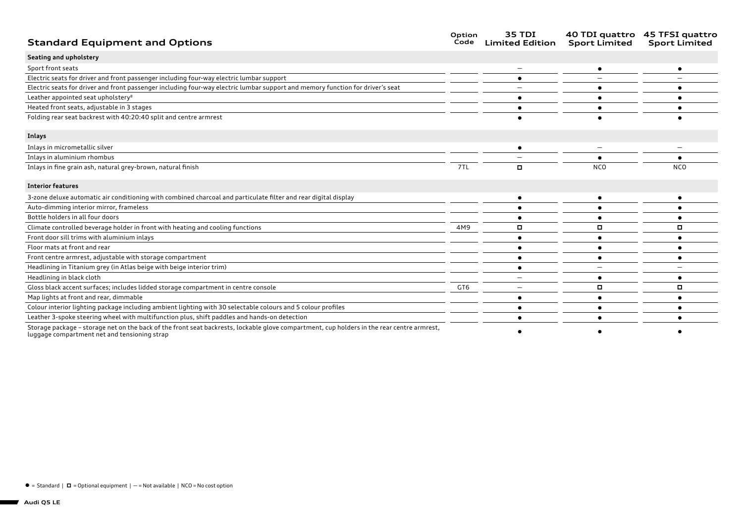## Standard Equipment and Options

| | Option Code | 35 TDI Limited Edition | 40 TDI quattro Sport Limited | 45 TFSI quattro Sport Limited |
|---|---|---|---|---|
| **Seating and upholstery** | | | | |
| Sport front seats | | – | ● | ● |
| Electric seats for driver and front passenger including four-way electric lumbar support | | ● | – | – |
| Electric seats for driver and front passenger including four-way electric lumbar support and memory function for driver's seat | | – | ● | ● |
| Leather appointed seat upholstery[8] | | ● | ● | ● |
| Heated front seats, adjustable in 3 stages | | ● | ● | ● |
| Folding rear seat backrest with 40:20:40 split and centre armrest | | ● | ● | ● |
| **Inlays** | | | | |
| Inlays in micrometallic silver | | ● | – | – |
| Inlays in aluminium rhombus | | – | ● | ● |
| Inlays in fine grain ash, natural grey-brown, natural finish | 7TL | ◻ | NCO | NCO |
| **Interior features** | | | | |
| 3-zone deluxe automatic air conditioning with combined charcoal and particulate filter and rear digital display | | ● | ● | ● |
| Auto-dimming interior mirror, frameless | | ● | ● | ● |
| Bottle holders in all four doors | | ● | ● | ● |
| Climate controlled beverage holder in front with heating and cooling functions | 4M9 | ◻ | ◻ | ◻ |
| Front door sill trims with aluminium inlays | | ● | ● | ● |
| Floor mats at front and rear | | ● | ● | ● |
| Front centre armrest, adjustable with storage compartment | | ● | ● | ● |
| Headlining in Titanium grey (in Atlas beige with beige interior trim) | | ● | – | – |
| Headlining in black cloth | | – | ● | ● |
| Gloss black accent surfaces; includes lidded storage compartment in centre console | GT6 | – | ◻ | ◻ |
| Map lights at front and rear, dimmable | | ● | ● | ● |
| Colour interior lighting package including ambient lighting with 30 selectable colours and 5 colour profiles | | ● | ● | ● |
| Leather 3-spoke steering wheel with multifunction plus, shift paddles and hands-on detection | | ● | ● | ● |
| Storage package – storage net on the back of the front seat backrests, lockable glove compartment, cup holders in the rear centre armrest, luggage compartment net and tensioning strap | | ● | ● | ● |

● = Standard | ◻ = Optional equipment | – = Not available | NCO = No cost option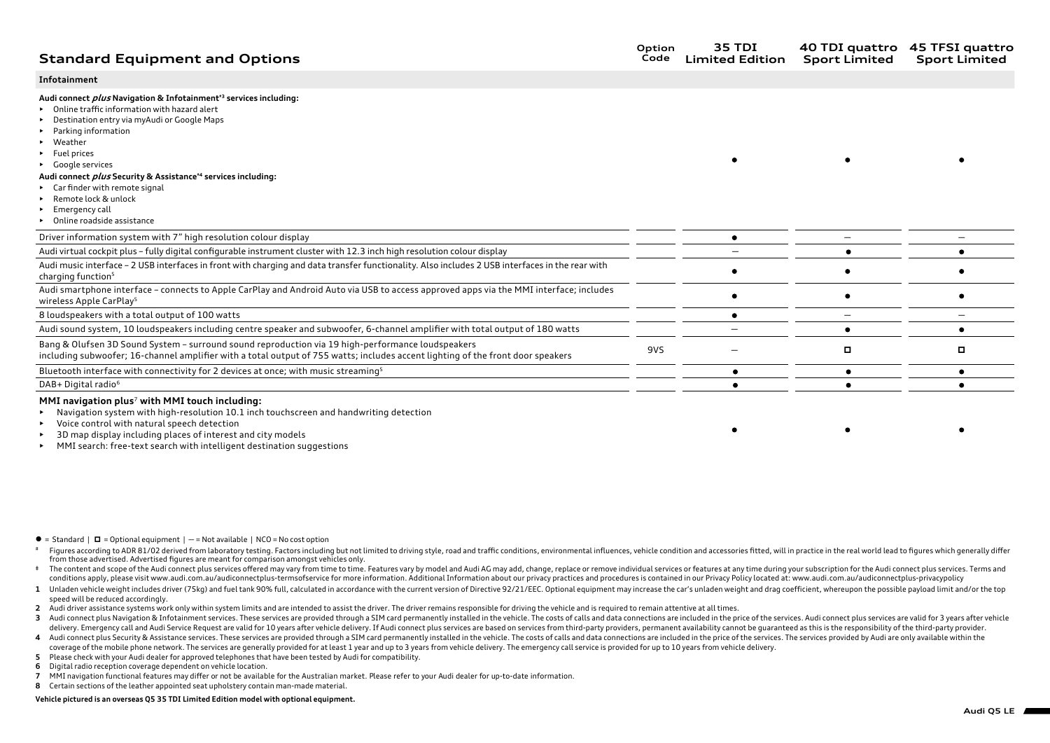## Standard Equipment and Options

| Infotainment | Option Code | 35 TDI Limited Edition | 40 TDI quattro Sport Limited | 45 TFSI quattro Sport Limited |
|---|---|---|---|---|
| **Audi connect *plus* Navigation & Infotainment*[3] services including:** <br> ▸ Online traffic information with hazard alert <br> ▸ Destination entry via myAudi or Google Maps <br> ▸ Parking information <br> ▸ Weather <br> ▸ Fuel prices <br> ▸ Google services <br> **Audi connect *plus* Security & Assistance*[4] services including:** <br> ▸ Car finder with remote signal <br> ▸ Remote lock & unlock <br> ▸ Emergency call <br> ▸ Online roadside assistance | | ● | ● | ● |
| Driver information system with 7" high resolution colour display | | ● | – | – |
| Audi virtual cockpit plus – fully digital configurable instrument cluster with 12.3 inch high resolution colour display | | – | ● | ● |
| Audi music interface – 2 USB interfaces in front with charging and data transfer functionality. Also includes 2 USB interfaces in the rear with charging function[5] | | ● | ● | ● |
| Audi smartphone interface – connects to Apple CarPlay and Android Auto via USB to access approved apps via the MMI interface; includes wireless Apple CarPlay[5] | | ● | ● | ● |
| 8 loudspeakers with a total output of 100 watts | | ● | – | – |
| Audi sound system, 10 loudspeakers including centre speaker and subwoofer, 6-channel amplifier with total output of 180 watts | | – | ● | ● |
| Bang & Olufsen 3D Sound System – surround sound reproduction via 19 high-performance loudspeakers including subwoofer; 16-channel amplifier with a total output of 755 watts; includes accent lighting of the front door speakers | 9VS | – | ◻ | ◻ |
| Bluetooth interface with connectivity for 2 devices at once; with music streaming[5] | | ● | ● | ● |
| DAB+ Digital radio[6] | | ● | ● | ● |
| **MMI navigation plus[7] with MMI touch including:** <br> ▸ Navigation system with high-resolution 10.1 inch touchscreen and handwriting detection <br> ▸ Voice control with natural speech detection <br> ▸ 3D map display including places of interest and city models <br> ▸ MMI search: free-text search with intelligent destination suggestions | | ● | ● | ● |

● = Standard | ◻ = Optional equipment | – = Not available | NCO = No cost option

\# Figures according to ADR 81/02 derived from laboratory testing. Factors including but not limited to driving style, road and traffic conditions, environmental influences, vehicle condition and accessories fitted, will in practice in the real world lead to figures which generally differ from those advertised. Advertised figures are meant for comparison amongst vehicles only.

\* The content and scope of the Audi connect plus services offered may vary from time to time. Features vary by model and Audi AG may add, change, replace or remove individual services or features at any time during your subscription for the Audi connect plus services. Terms and conditions apply, please visit www.audi.com.au/audiconnectplus-termsofservice for more information. Additional Information about our privacy practices and procedures is contained in our Privacy Policy located at: www.audi.com.au/audiconnectplus-privacypolicy

**1** Unladen vehicle weight includes driver (75kg) and fuel tank 90% full, calculated in accordance with the current version of Directive 92/21/EEC. Optional equipment may increase the car's unladen weight and drag coefficient, whereupon the possible payload limit and/or the top speed will be reduced accordingly.

**2** Audi driver assistance systems work only within system limits and are intended to assist the driver. The driver remains responsible for driving the vehicle and is required to remain attentive at all times.

**3** Audi connect plus Navigation & Infotainment services. These services are provided through a SIM card permanently installed in the vehicle. The costs of calls and data connections are included in the price of the services. Audi connect plus services are valid for 3 years after vehicle delivery. Emergency call and Audi Service Request are valid for 10 years after vehicle delivery. If Audi connect plus services are based on services from third-party providers, permanent availability cannot be guaranteed as this is the responsibility of the third-party provider.

**4** Audi connect plus Security & Assistance services. These services are provided through a SIM card permanently installed in the vehicle. The costs of calls and data connections are included in the price of the services. The services provided by Audi are only available within the coverage of the mobile phone network. The services are generally provided for at least 1 year and up to 3 years from vehicle delivery. The emergency call service is provided for up to 10 years from vehicle delivery.

**5** Please check with your Audi dealer for approved telephones that have been tested by Audi for compatibility.

**6** Digital radio reception coverage dependent on vehicle location.

**7** MMI navigation functional features may differ or not be available for the Australian market. Please refer to your Audi dealer for up-to-date information.

**8** Certain sections of the leather appointed seat upholstery contain man-made material.

**Vehicle pictured is an overseas Q5 35 TDI Limited Edition model with optional equipment.**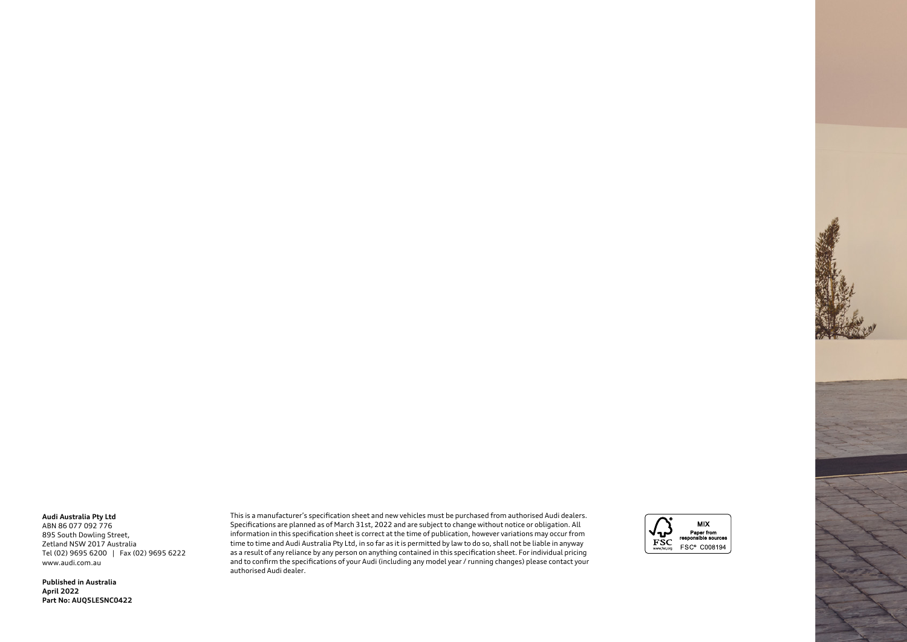**Audi Australia Pty Ltd**
ABN 86 077 092 776
895 South Dowling Street,
Zetland NSW 2017 Australia
Tel (02) 9695 6200 | Fax (02) 9695 6222
www.audi.com.au

**Published in Australia**
**April 2022**
**Part No: AUQ5LESNC0422**

This is a manufacturer's specification sheet and new vehicles must be purchased from authorised Audi dealers. Specifications are planned as of March 31st, 2022 and are subject to change without notice or obligation. All information in this specification sheet is correct at the time of publication, however variations may occur from time to time and Audi Australia Pty Ltd, in so far as it is permitted by law to do so, shall not be liable in anyway as a result of any reliance by any person on anything contained in this specification sheet. For individual pricing and to confirm the specifications of your Audi (including any model year / running changes) please contact your authorised Audi dealer.

FSC
www.fsc.org
MIX
Paper from responsible sources
FSC® C008194